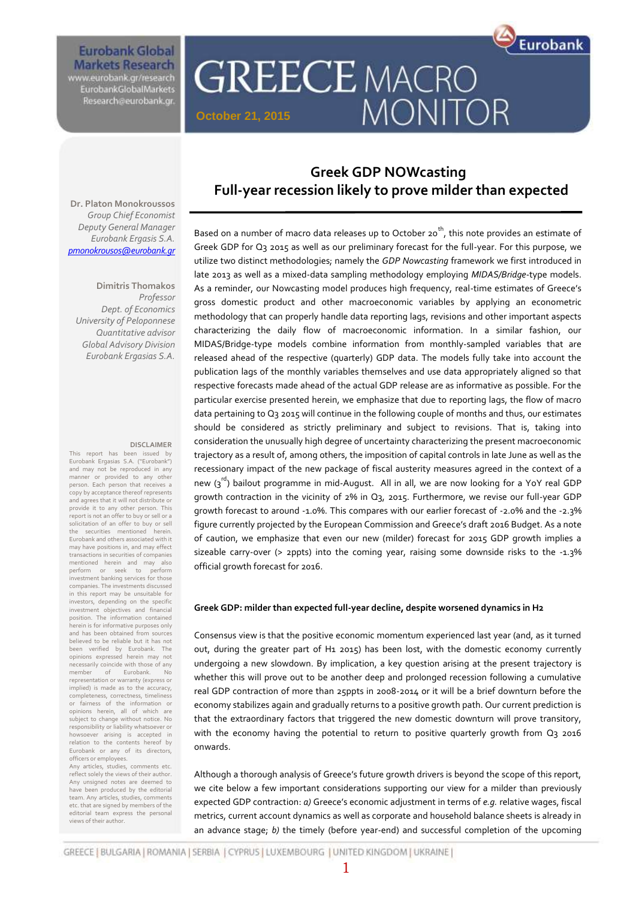# GREECE MACRO MONITOR

October 21, 2015

**Eurobank Global Markets Research**
www.eurobank.gr/research
EurobankGlobalMarkets
Research@eurobank.gr

**Dr. Platon Monokroussos**
*Group Chief Economist*
*Deputy General Manager*
*Eurobank Ergasis S.A.*
*pmonokrousos@eurobank.gr*

**Dimitris Thomakos**
*Professor*
*Dept. of Economics*
*University of Peloponnese*
*Quantitative advisor*
*Global Advisory Division*
*Eurobank Ergasis S.A.*

## Greek GDP NOWcasting
## Full-year recession likely to prove milder than expected

Based on a number of macro data releases up to October 20th, this note provides an estimate of Greek GDP for Q3 2015 as well as our preliminary forecast for the full-year. For this purpose, we utilize two distinct methodologies; namely the *GDP Nowcasting* framework we first introduced in late 2013 as well as a mixed-data sampling methodology employing *MIDAS/Bridge*-type models. As a reminder, our Nowcasting model produces high frequency, real-time estimates of Greece's gross domestic product and other macroeconomic variables by applying an econometric methodology that can properly handle data reporting lags, revisions and other important aspects characterizing the daily flow of macroeconomic information. In a similar fashion, our MIDAS/Bridge-type models combine information from monthly-sampled variables that are released ahead of the respective (quarterly) GDP data. The models fully take into account the publication lags of the monthly variables themselves and use data appropriately aligned so that respective forecasts made ahead of the actual GDP release are as informative as possible. For the particular exercise presented herein, we emphasize that due to reporting lags, the flow of macro data pertaining to Q3 2015 will continue in the following couple of months and thus, our estimates should be considered as strictly preliminary and subject to revisions. That is, taking into consideration the unusually high degree of uncertainty characterizing the present macroeconomic trajectory as a result of, among others, the imposition of capital controls in late June as well as the recessionary impact of the new package of fiscal austerity measures agreed in the context of a new (3rd) bailout programme in mid-August. All in all, we are now looking for a YoY real GDP growth contraction in the vicinity of 2% in Q3, 2015. Furthermore, we revise our full-year GDP growth forecast to around -1.0%. This compares with our earlier forecast of -2.0% and the -2.3% figure currently projected by the European Commission and Greece's draft 2016 Budget. As a note of caution, we emphasize that even our new (milder) forecast for 2015 GDP growth implies a sizeable carry-over (> 2ppts) into the coming year, raising some downside risks to the -1.3% official growth forecast for 2016.

### Greek GDP: milder than expected full-year decline, despite worsened dynamics in H2

Consensus view is that the positive economic momentum experienced last year (and, as it turned out, during the greater part of H1 2015) has been lost, with the domestic economy currently undergoing a new slowdown. By implication, a key question arising at the present trajectory is whether this will prove out to be another deep and prolonged recession following a cumulative real GDP contraction of more than 25ppts in 2008-2014 or it will be a brief downturn before the economy stabilizes again and gradually returns to a positive growth path. Our current prediction is that the extraordinary factors that triggered the new domestic downturn will prove transitory, with the economy having the potential to return to positive quarterly growth from Q3 2016 onwards.

Although a thorough analysis of Greece's future growth drivers is beyond the scope of this report, we cite below a few important considerations supporting our view for a milder than previously expected GDP contraction: *a)* Greece's economic adjustment in terms of *e.g.* relative wages, fiscal metrics, current account dynamics as well as corporate and household balance sheets is already in an advance stage; *b)* the timely (before year-end) and successful completion of the upcoming

**DISCLAIMER**
This report has been issued by Eurobank Ergasias S.A. ("Eurobank") and may not be reproduced in any manner or provided to any other person. Each person that receives a copy by acceptance thereof represents and agrees that it will not distribute or provide it to any other person. This report is not an offer to buy or sell or a solicitation of an offer to buy or sell the securities mentioned herein. Eurobank and others associated with it may have positions in, and may effect transactions in securities of companies mentioned herein and may also perform or seek to perform investment banking services for those companies. The investments discussed in this report may be unsuitable for investors, depending on the specific investment objectives and financial position. The information contained herein is for informative purposes only and has been obtained from sources believed to be reliable but it has not been verified by Eurobank. The opinions expressed herein may not necessarily coincide with those of any member of Eurobank. No representation or warranty (express or implied) is made as to the accuracy, completeness, correctness, timeliness or fairness of the information or opinions herein, all of which are subject to change without notice. No responsibility or liability whatsoever or howsoever arising is accepted in relation to the contents hereof by Eurobank or any of its directors, officers or employees.
Any articles, studies, comments etc. reflect solely the views of their author. Any unsigned notes are deemed to have been produced by the editorial team. Any articles, studies, comments etc. that are signed by members of the editorial team express the personal views of their author.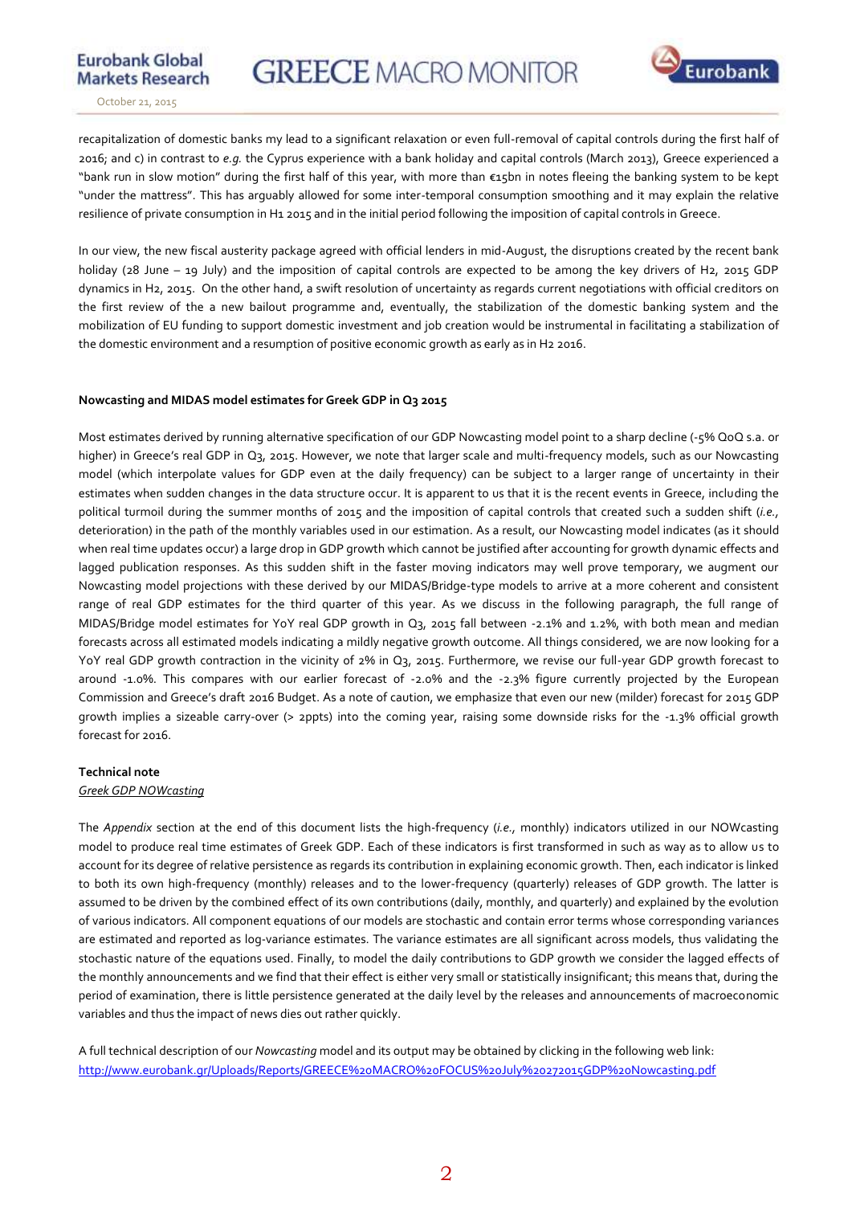recapitalization of domestic banks my lead to a significant relaxation or even full-removal of capital controls during the first half of 2016; and c) in contrast to *e.g.* the Cyprus experience with a bank holiday and capital controls (March 2013), Greece experienced a "bank run in slow motion" during the first half of this year, with more than €15bn in notes fleeing the banking system to be kept "under the mattress". This has arguably allowed for some inter-temporal consumption smoothing and it may explain the relative resilience of private consumption in H1 2015 and in the initial period following the imposition of capital controls in Greece.

In our view, the new fiscal austerity package agreed with official lenders in mid-August, the disruptions created by the recent bank holiday (28 June – 19 July) and the imposition of capital controls are expected to be among the key drivers of H2, 2015 GDP dynamics in H2, 2015. On the other hand, a swift resolution of uncertainty as regards current negotiations with official creditors on the first review of the a new bailout programme and, eventually, the stabilization of the domestic banking system and the mobilization of EU funding to support domestic investment and job creation would be instrumental in facilitating a stabilization of the domestic environment and a resumption of positive economic growth as early as in H2 2016.

**Nowcasting and MIDAS model estimates for Greek GDP in Q3 2015**

Most estimates derived by running alternative specification of our GDP Nowcasting model point to a sharp decline (-5% QoQ s.a. or higher) in Greece's real GDP in Q3, 2015. However, we note that larger scale and multi-frequency models, such as our Nowcasting model (which interpolate values for GDP even at the daily frequency) can be subject to a larger range of uncertainty in their estimates when sudden changes in the data structure occur. It is apparent to us that it is the recent events in Greece, including the political turmoil during the summer months of 2015 and the imposition of capital controls that created such a sudden shift (*i.e.*, deterioration) in the path of the monthly variables used in our estimation. As a result, our Nowcasting model indicates (as it should when real time updates occur) a large drop in GDP growth which cannot be justified after accounting for growth dynamic effects and lagged publication responses. As this sudden shift in the faster moving indicators may well prove temporary, we augment our Nowcasting model projections with these derived by our MIDAS/Bridge-type models to arrive at a more coherent and consistent range of real GDP estimates for the third quarter of this year. As we discuss in the following paragraph, the full range of MIDAS/Bridge model estimates for YoY real GDP growth in Q3, 2015 fall between -2.1% and 1.2%, with both mean and median forecasts across all estimated models indicating a mildly negative growth outcome. All things considered, we are now looking for a YoY real GDP growth contraction in the vicinity of 2% in Q3, 2015. Furthermore, we revise our full-year GDP growth forecast to around -1.0%. This compares with our earlier forecast of -2.0% and the -2.3% figure currently projected by the European Commission and Greece's draft 2016 Budget. As a note of caution, we emphasize that even our new (milder) forecast for 2015 GDP growth implies a sizeable carry-over (> 2ppts) into the coming year, raising some downside risks for the -1.3% official growth forecast for 2016.

**Technical note**

*Greek GDP NOWcasting*

The *Appendix* section at the end of this document lists the high-frequency (*i.e.*, monthly) indicators utilized in our NOWcasting model to produce real time estimates of Greek GDP. Each of these indicators is first transformed in such as way as to allow us to account for its degree of relative persistence as regards its contribution in explaining economic growth. Then, each indicator is linked to both its own high-frequency (monthly) releases and to the lower-frequency (quarterly) releases of GDP growth. The latter is assumed to be driven by the combined effect of its own contributions (daily, monthly, and quarterly) and explained by the evolution of various indicators. All component equations of our models are stochastic and contain error terms whose corresponding variances are estimated and reported as log-variance estimates. The variance estimates are all significant across models, thus validating the stochastic nature of the equations used. Finally, to model the daily contributions to GDP growth we consider the lagged effects of the monthly announcements and we find that their effect is either very small or statistically insignificant; this means that, during the period of examination, there is little persistence generated at the daily level by the releases and announcements of macroeconomic variables and thus the impact of news dies out rather quickly.

A full technical description of our *Nowcasting* model and its output may be obtained by clicking in the following web link: http://www.eurobank.gr/Uploads/Reports/GREECE%20MACRO%20FOCUS%20July%20272015GDP%20Nowcasting.pdf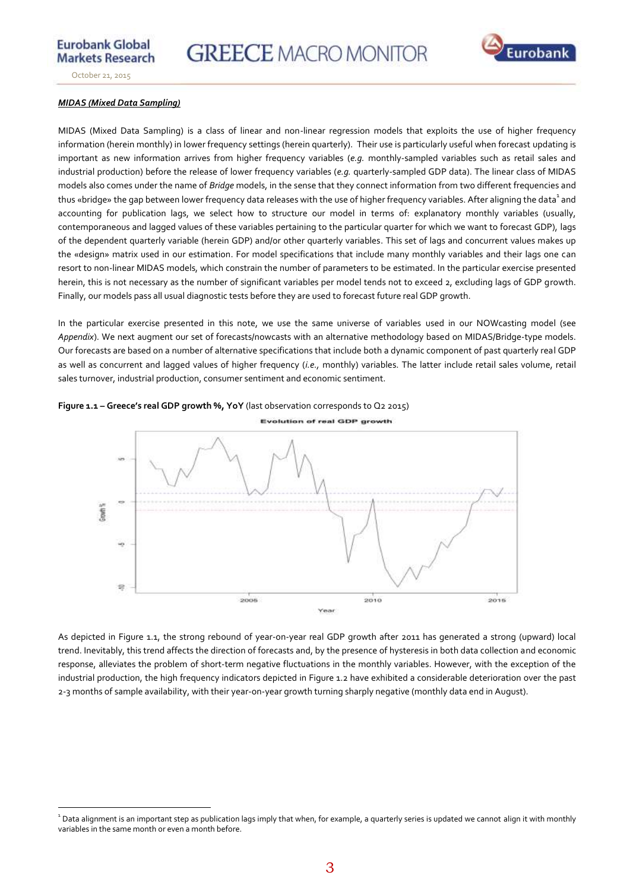***MIDAS (Mixed Data Sampling)***

MIDAS (Mixed Data Sampling) is a class of linear and non-linear regression models that exploits the use of higher frequency information (herein monthly) in lower frequency settings (herein quarterly). Their use is particularly useful when forecast updating is important as new information arrives from higher frequency variables (*e.g.* monthly-sampled variables such as retail sales and industrial production) before the release of lower frequency variables (*e.g.* quarterly-sampled GDP data). The linear class of MIDAS models also comes under the name of *Bridge* models, in the sense that they connect information from two different frequencies and thus «bridge» the gap between lower frequency data releases with the use of higher frequency variables. After aligning the data[1] and accounting for publication lags, we select how to structure our model in terms of: explanatory monthly variables (usually, contemporaneous and lagged values of these variables pertaining to the particular quarter for which we want to forecast GDP), lags of the dependent quarterly variable (herein GDP) and/or other quarterly variables. This set of lags and concurrent values makes up the «design» matrix used in our estimation. For model specifications that include many monthly variables and their lags one can resort to non-linear MIDAS models, which constrain the number of parameters to be estimated. In the particular exercise presented herein, this is not necessary as the number of significant variables per model tends not to exceed 2, excluding lags of GDP growth. Finally, our models pass all usual diagnostic tests before they are used to forecast future real GDP growth.

In the particular exercise presented in this note, we use the same universe of variables used in our NOWcasting model (see *Appendix*). We next augment our set of forecasts/nowcasts with an alternative methodology based on MIDAS/Bridge-type models. Our forecasts are based on a number of alternative specifications that include both a dynamic component of past quarterly real GDP as well as concurrent and lagged values of higher frequency (*i.e.*, monthly) variables. The latter include retail sales volume, retail sales turnover, industrial production, consumer sentiment and economic sentiment.

**Figure 1.1 – Greece's real GDP growth %, YoY** (last observation corresponds to Q2 2015)

As depicted in Figure 1.1, the strong rebound of year-on-year real GDP growth after 2011 has generated a strong (upward) local trend. Inevitably, this trend affects the direction of forecasts and, by the presence of hysteresis in both data collection and economic response, alleviates the problem of short-term negative fluctuations in the monthly variables. However, with the exception of the industrial production, the high frequency indicators depicted in Figure 1.2 have exhibited a considerable deterioration over the past 2-3 months of sample availability, with their year-on-year growth turning sharply negative (monthly data end in August).

[1] Data alignment is an important step as publication lags imply that when, for example, a quarterly series is updated we cannot align it with monthly variables in the same month or even a month before.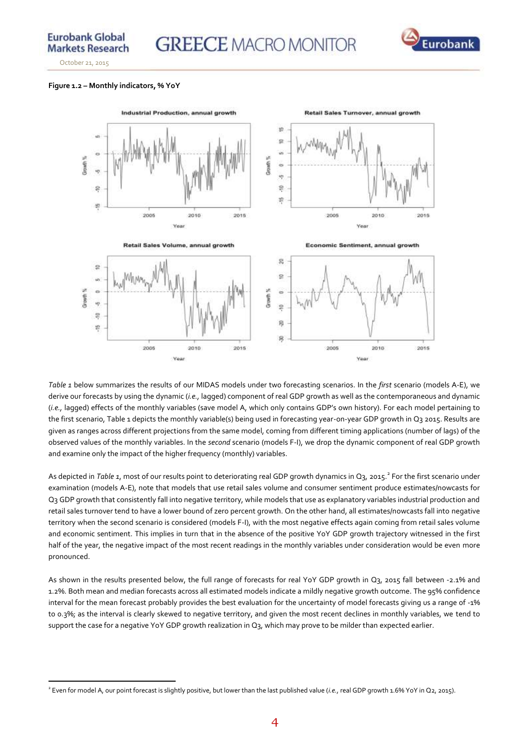**Figure 1.2 – Monthly indicators, % YoY**

*Table 1* below summarizes the results of our MIDAS models under two forecasting scenarios. In the *first* scenario (models A-E), we derive our forecasts by using the dynamic (*i.e.*, lagged) component of real GDP growth as well as the contemporaneous and dynamic (*i.e.*, lagged) effects of the monthly variables (save model A, which only contains GDP's own history). For each model pertaining to the first scenario, Table 1 depicts the monthly variable(s) being used in forecasting year-on-year GDP growth in Q3 2015. Results are given as ranges across different projections from the same model, coming from different timing applications (number of lags) of the observed values of the monthly variables. In the *second* scenario (models F-I), we drop the dynamic component of real GDP growth and examine only the impact of the higher frequency (monthly) variables.

As depicted in *Table 1*, most of our results point to deteriorating real GDP growth dynamics in Q3, 2015.[2] For the first scenario under examination (models A-E), note that models that use retail sales volume and consumer sentiment produce estimates/nowcasts for Q3 GDP growth that consistently fall into negative territory, while models that use as explanatory variables industrial production and retail sales turnover tend to have a lower bound of zero percent growth. On the other hand, all estimates/nowcasts fall into negative territory when the second scenario is considered (models F-I), with the most negative effects again coming from retail sales volume and economic sentiment. This implies in turn that in the absence of the positive YoY GDP growth trajectory witnessed in the first half of the year, the negative impact of the most recent readings in the monthly variables under consideration would be even more pronounced.

As shown in the results presented below, the full range of forecasts for real YoY GDP growth in Q3, 2015 fall between -2.1% and 1.2%. Both mean and median forecasts across all estimated models indicate a mildly negative growth outcome. The 95% confidence interval for the mean forecast probably provides the best evaluation for the uncertainty of model forecasts giving us a range of -1% to 0.3%; as the interval is clearly skewed to negative territory, and given the most recent declines in monthly variables, we tend to support the case for a negative YoY GDP growth realization in Q3, which may prove to be milder than expected earlier.

[2] Even for model A, our point forecast is slightly positive, but lower than the last published value (*i.e.*, real GDP growth 1.6% YoY in Q2, 2015).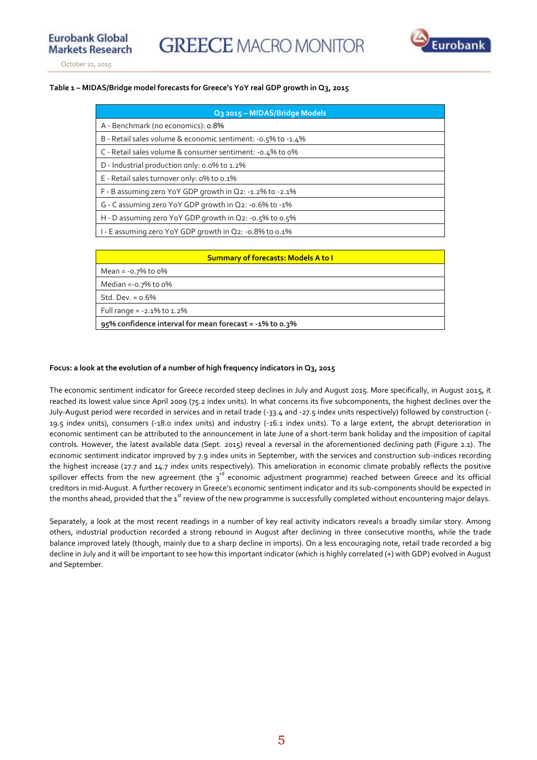**Table 1 – MIDAS/Bridge model forecasts for Greece's YoY real GDP growth in Q3, 2015**

| Q3 2015 – MIDAS/Bridge Models |
|---|
| A - Benchmark (no economics): 0.8% |
| B - Retail sales volume & economic sentiment: -0.5% to -1.4% |
| C - Retail sales volume & consumer sentiment: -0.4% to 0% |
| D - Industrial production only: 0.0% to 1.2% |
| E - Retail sales turnover only: 0% to 0.1% |
| F - B assuming zero YoY GDP growth in Q2: -1.2% to -2.1% |
| G - C assuming zero YoY GDP growth in Q2: -0.6% to -1% |
| H - D assuming zero YoY GDP growth in Q2: -0.5% to 0.5% |
| I - E assuming zero YoY GDP growth in Q2: -0.8% to 0.1% |

| Summary of forecasts: Models A to I |
|---|
| Mean = -0.7% to 0% |
| Median =-0.7% to 0% |
| Std. Dev. = 0.6% |
| Full range = -2.1% to 1.2% |
| **95% confidence interval for mean forecast = -1% to 0.3%** |

**Focus: a look at the evolution of a number of high frequency indicators in Q3, 2015**

The economic sentiment indicator for Greece recorded steep declines in July and August 2015. More specifically, in August 2015, it reached its lowest value since April 2009 (75.2 index units). In what concerns its five subcomponents, the highest declines over the July-August period were recorded in services and in retail trade (-33.4 and -27.5 index units respectively) followed by construction (-19.5 index units), consumers (-18.0 index units) and industry (-16.1 index units). To a large extent, the abrupt deterioration in economic sentiment can be attributed to the announcement in late June of a short-term bank holiday and the imposition of capital controls. However, the latest available data (Sept. 2015) reveal a reversal in the aforementioned declining path (Figure 2.1). The economic sentiment indicator improved by 7.9 index units in September, with the services and construction sub-indices recording the highest increase (27.7 and 14.7 index units respectively). This amelioration in economic climate probably reflects the positive spillover effects from the new agreement (the 3rd economic adjustment programme) reached between Greece and its official creditors in mid-August. A further recovery in Greece's economic sentiment indicator and its sub-components should be expected in the months ahead, provided that the 1st review of the new programme is successfully completed without encountering major delays.

Separately, a look at the most recent readings in a number of key real activity indicators reveals a broadly similar story. Among others, industrial production recorded a strong rebound in August after declining in three consecutive months, while the trade balance improved lately (though, mainly due to a sharp decline in imports). On a less encouraging note, retail trade recorded a big decline in July and it will be important to see how this important indicator (which is highly correlated (+) with GDP) evolved in August and September.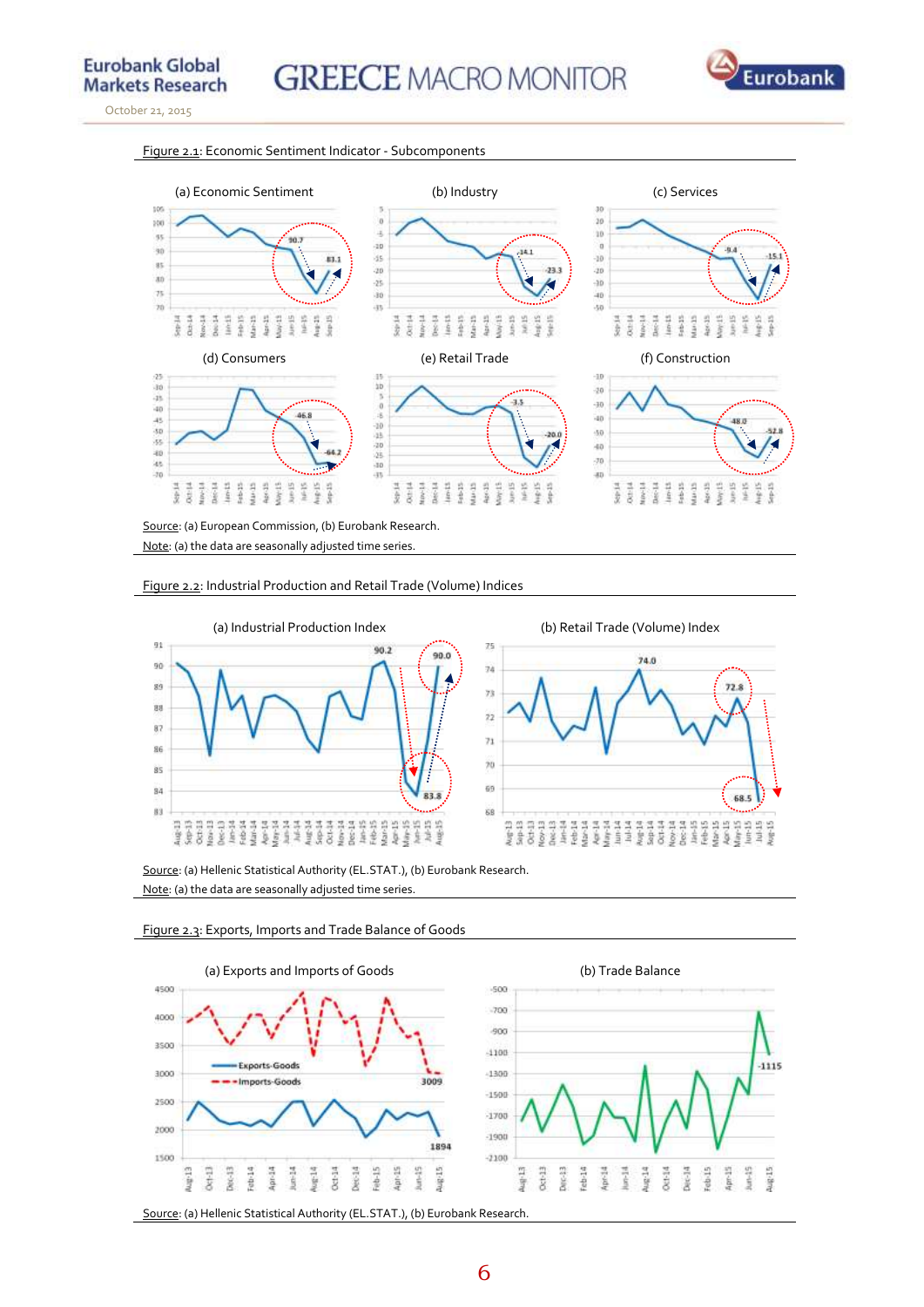Figure 2.1: Economic Sentiment Indicator - Subcomponents

(a) Economic Sentiment

(b) Industry

(c) Services

(d) Consumers

(e) Retail Trade

(f) Construction

Source: (a) European Commission, (b) Eurobank Research.
Note: (a) the data are seasonally adjusted time series.

Figure 2.2: Industrial Production and Retail Trade (Volume) Indices

(a) Industrial Production Index

(b) Retail Trade (Volume) Index

Source: (a) Hellenic Statistical Authority (EL.STAT.), (b) Eurobank Research.
Note: (a) the data are seasonally adjusted time series.

Figure 2.3: Exports, Imports and Trade Balance of Goods

(a) Exports and Imports of Goods

(b) Trade Balance

Source: (a) Hellenic Statistical Authority (EL.STAT.), (b) Eurobank Research.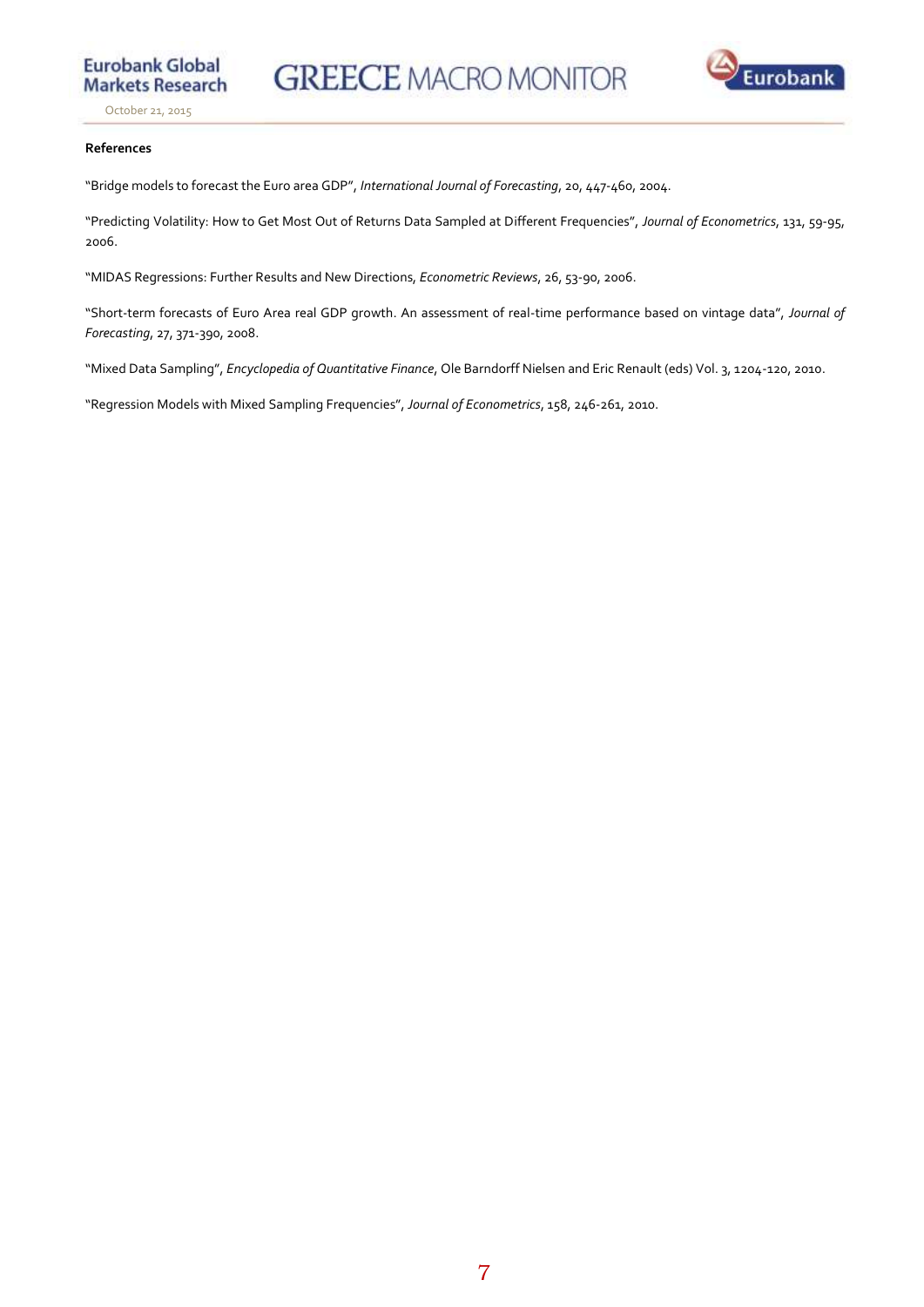**References**

"Bridge models to forecast the Euro area GDP", *International Journal of Forecasting*, 20, 447-460, 2004.

"Predicting Volatility: How to Get Most Out of Returns Data Sampled at Different Frequencies", *Journal of Econometrics*, 131, 59-95, 2006.

"MIDAS Regressions: Further Results and New Directions, *Econometric Reviews*, 26, 53-90, 2006.

"Short-term forecasts of Euro Area real GDP growth. An assessment of real-time performance based on vintage data", *Journal of Forecasting*, 27, 371-390, 2008.

"Mixed Data Sampling", *Encyclopedia of Quantitative Finance*, Ole Barndorff Nielsen and Eric Renault (eds) Vol. 3, 1204-120, 2010.

"Regression Models with Mixed Sampling Frequencies", *Journal of Econometrics*, 158, 246-261, 2010.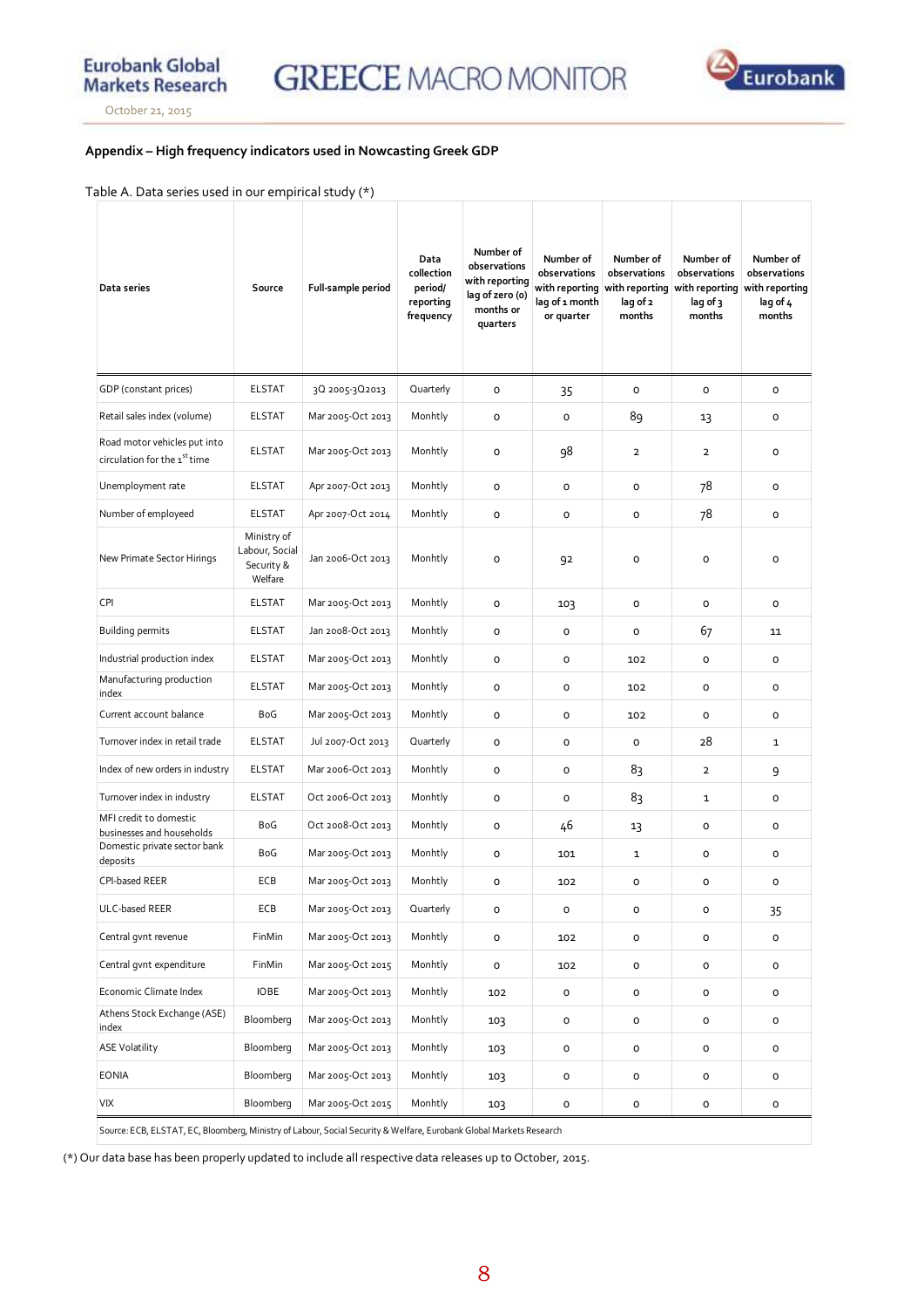**Appendix – High frequency indicators used in Nowcasting Greek GDP**

Table A. Data series used in our empirical study (*)

| Data series | Source | Full-sample period | Data collection period/ reporting frequency | Number of observations with reporting lag of zero (0) months or quarters | Number of observations with reporting lag of 1 month or quarter | Number of observations with reporting lag of 2 months | Number of observations with reporting lag of 3 months | Number of observations with reporting lag of 4 months |
|---|---|---|---|---|---|---|---|---|
| GDP (constant prices) | ELSTAT | 3Q 2005-3Q2013 | Quarterly | 0 | 35 | 0 | 0 | 0 |
| Retail sales index (volume) | ELSTAT | Mar 2005-Oct 2013 | Monhtly | 0 | 0 | 89 | 13 | 0 |
| Road motor vehicles put into circulation for the 1st time | ELSTAT | Mar 2005-Oct 2013 | Monhtly | 0 | 98 | 2 | 2 | 0 |
| Unemployment rate | ELSTAT | Apr 2007-Oct 2013 | Monhtly | 0 | 0 | 0 | 78 | 0 |
| Number of employeed | ELSTAT | Apr 2007-Oct 2014 | Monhtly | 0 | 0 | 0 | 78 | 0 |
| New Primate Sector Hirings | Ministry of Labour, Social Security & Welfare | Jan 2006-Oct 2013 | Monhtly | 0 | 92 | 0 | 0 | 0 |
| CPI | ELSTAT | Mar 2005-Oct 2013 | Monhtly | 0 | 103 | 0 | 0 | 0 |
| Building permits | ELSTAT | Jan 2008-Oct 2013 | Monhtly | 0 | 0 | 0 | 67 | 11 |
| Industrial production index | ELSTAT | Mar 2005-Oct 2013 | Monhtly | 0 | 0 | 102 | 0 | 0 |
| Manufacturing production index | ELSTAT | Mar 2005-Oct 2013 | Monhtly | 0 | 0 | 102 | 0 | 0 |
| Current account balance | BoG | Mar 2005-Oct 2013 | Monhtly | 0 | 0 | 102 | 0 | 0 |
| Turnover index in retail trade | ELSTAT | Jul 2007-Oct 2013 | Quarterly | 0 | 0 | 0 | 28 | 1 |
| Index of new orders in industry | ELSTAT | Mar 2006-Oct 2013 | Monhtly | 0 | 0 | 83 | 2 | 9 |
| Turnover index in industry | ELSTAT | Oct 2006-Oct 2013 | Monhtly | 0 | 0 | 83 | 1 | 0 |
| MFI credit to domestic businesses and households | BoG | Oct 2008-Oct 2013 | Monhtly | 0 | 46 | 13 | 0 | 0 |
| Domestic private sector bank deposits | BoG | Mar 2005-Oct 2013 | Monhtly | 0 | 101 | 1 | 0 | 0 |
| CPI-based REER | ECB | Mar 2005-Oct 2013 | Monhtly | 0 | 102 | 0 | 0 | 0 |
| ULC-based REER | ECB | Mar 2005-Oct 2013 | Quarterly | 0 | 0 | 0 | 0 | 35 |
| Central gvnt revenue | FinMin | Mar 2005-Oct 2013 | Monhtly | 0 | 102 | 0 | 0 | 0 |
| Central gvnt expenditure | FinMin | Mar 2005-Oct 2015 | Monhtly | 0 | 102 | 0 | 0 | 0 |
| Economic Climate Index | IOBE | Mar 2005-Oct 2013 | Monhtly | 102 | 0 | 0 | 0 | 0 |
| Athens Stock Exchange (ASE) index | Bloomberg | Mar 2005-Oct 2013 | Monhtly | 103 | 0 | 0 | 0 | 0 |
| ASE Volatility | Bloomberg | Mar 2005-Oct 2013 | Monhtly | 103 | 0 | 0 | 0 | 0 |
| EONIA | Bloomberg | Mar 2005-Oct 2013 | Monhtly | 103 | 0 | 0 | 0 | 0 |
| VIX | Bloomberg | Mar 2005-Oct 2015 | Monhtly | 103 | 0 | 0 | 0 | 0 |

Source: ECB, ELSTAT, EC, Bloomberg, Ministry of Labour, Social Security & Welfare, Eurobank Global Markets Research

(*) Our data base has been properly updated to include all respective data releases up to October, 2015.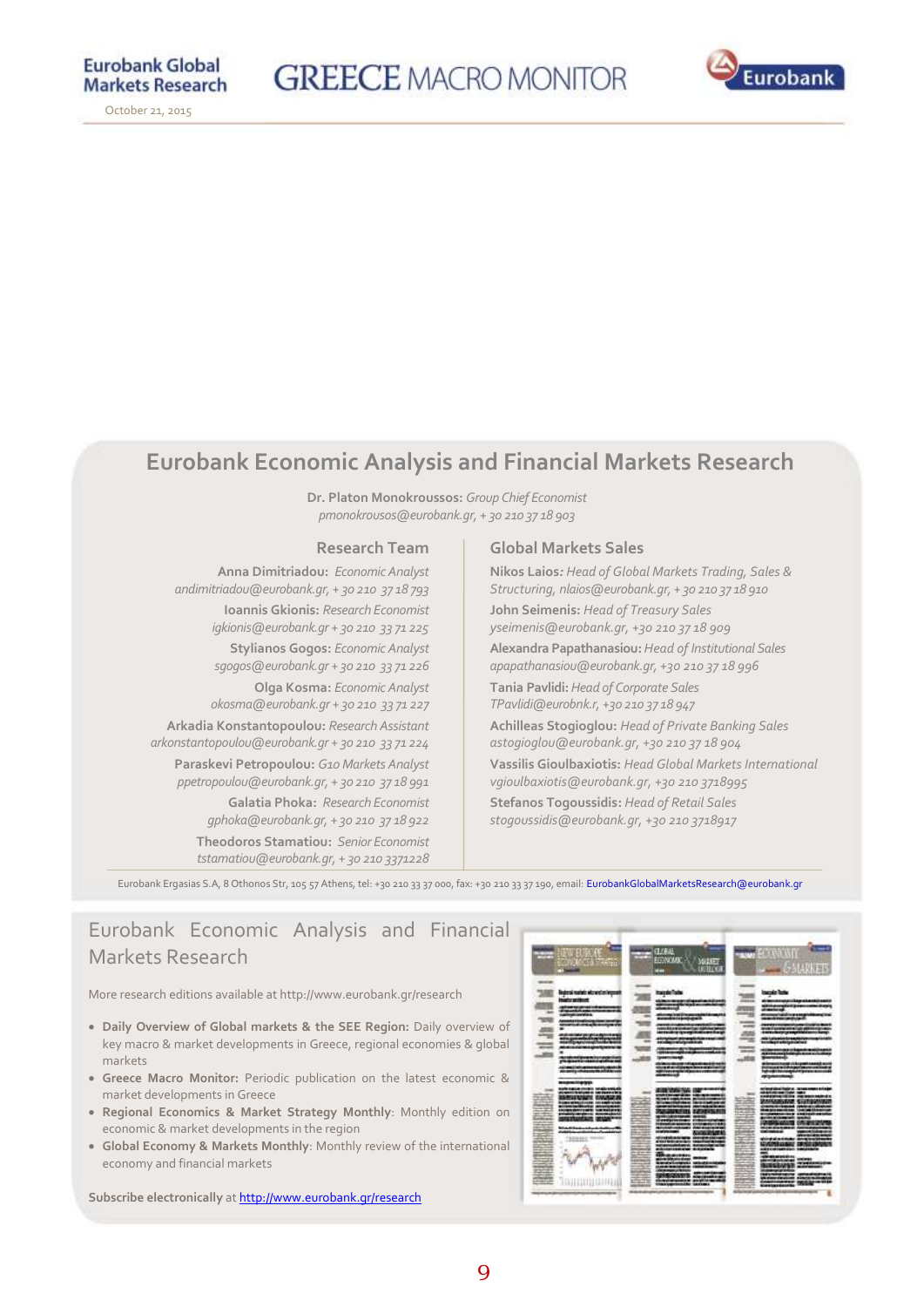# Eurobank Economic Analysis and Financial Markets Research

**Dr. Platon Monokroussos:** *Group Chief Economist*
*pmonokrousos@eurobank.gr, + 30 210 37 18 903*

## Research Team

**Anna Dimitriadou:** *Economic Analyst*
*andimitriadou@eurobank.gr, + 30 210 37 18 793*

**Ioannis Gkionis:** *Research Economist*
*igkionis@eurobank.gr + 30 210 33 71 225*

**Stylianos Gogos:** *Economic Analyst*
*sgogos@eurobank.gr + 30 210 33 71 226*

**Olga Kosma:** *Economic Analyst*
*okosma@eurobank.gr + 30 210 33 71 227*

**Arkadia Konstantopoulou:** *Research Assistant*
*arkonstantopoulou@eurobank.gr + 30 210 33 71 224*

**Paraskevi Petropoulou:** *G10 Markets Analyst*
*ppetropoulou@eurobank.gr, + 30 210 37 18 991*

**Galatia Phoka:** *Research Economist*
*gphoka@eurobank.gr, + 30 210 37 18 922*

**Theodoros Stamatiou:** *Senior Economist*
*tstamatiou@eurobank.gr, + 30 210 3371228*

## Global Markets Sales

**Nikos Laios:** *Head of Global Markets Trading, Sales & Structuring, nlaios@eurobank.gr, + 30 210 37 18 910*

**John Seimenis:** *Head of Treasury Sales*
*yseimenis@eurobank.gr, +30 210 37 18 909*

**Alexandra Papathanasiou:** *Head of Institutional Sales*
*apapathanasiou@eurobank.gr, +30 210 37 18 996*

**Tania Pavlidi:** *Head of Corporate Sales*
*TPavlidi@eurobnk.r, +30 210 37 18 947*

**Achilleas Stogioglou:** *Head of Private Banking Sales*
*astogioglou@eurobank.gr, +30 210 37 18 904*

**Vassilis Gioulbaxiotis:** *Head Global Markets International*
*vgioulbaxiotis@eurobank.gr, +30 210 3718995*

**Stefanos Togoussidis:** *Head of Retail Sales*
*stogoussidis@eurobank.gr, +30 210 3718917*

Eurobank Ergasias S.A, 8 Othonos Str, 105 57 Athens, tel: +30 210 33 37 000, fax: +30 210 33 37 190, email: EurobankGlobalMarketsResearch@eurobank.gr

## Eurobank Economic Analysis and Financial Markets Research

More research editions available at http://www.eurobank.gr/research

- **Daily Overview of Global markets & the SEE Region:** Daily overview of key macro & market developments in Greece, regional economies & global markets
- **Greece Macro Monitor:** Periodic publication on the latest economic & market developments in Greece
- **Regional Economics & Market Strategy Monthly**: Monthly edition on economic & market developments in the region
- **Global Economy & Markets Monthly**: Monthly review of the international economy and financial markets

**Subscribe electronically** at http://www.eurobank.gr/research